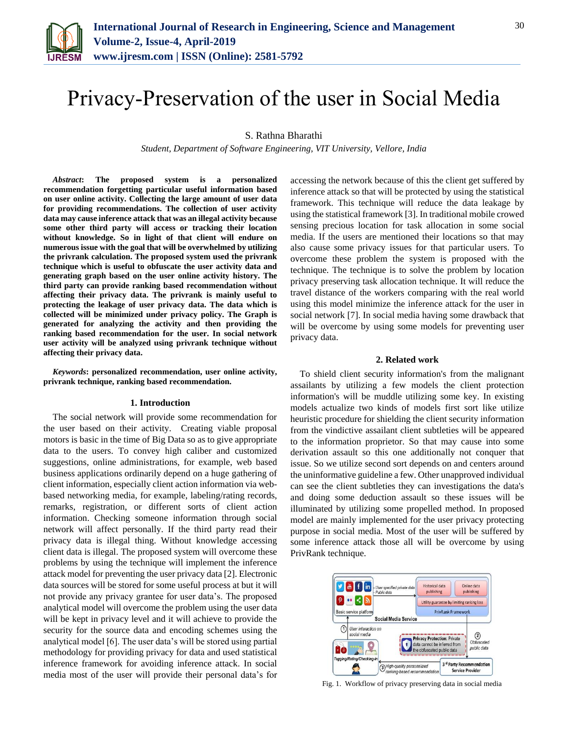# Privacy-Preservation of the user in Social Media

S. Rathna Bharathi

*Student, Department of Software Engineering, VIT University, Vellore, India*

***Abstract*: The proposed system is a personalized recommendation forgetting particular useful information based on user online activity. Collecting the large amount of user data for providing recommendations. The collection of user activity data may cause inference attack that was an illegal activity because some other third party will access or tracking their location without knowledge. So in light of that client will endure on numerous issue with the goal that will be overwhelmed by utilizing the privrank calculation. The proposed system used the privrank technique which is useful to obfuscate the user activity data and generating graph based on the user online activity history. The third party can provide ranking based recommendation without affecting their privacy data. The privrank is mainly useful to protecting the leakage of user privacy data. The data which is collected will be minimized under privacy policy. The Graph is generated for analyzing the activity and then providing the ranking based recommendation for the user. In social network user activity will be analyzed using privrank technique without affecting their privacy data.**

***Keywords*: personalized recommendation, user online activity, privrank technique, ranking based recommendation.**

## 1. Introduction

The social network will provide some recommendation for the user based on their activity. Creating viable proposal motors is basic in the time of Big Data so as to give appropriate data to the users. To convey high caliber and customized suggestions, online administrations, for example, web based business applications ordinarily depend on a huge gathering of client information, especially client action information via web-based networking media, for example, labeling/rating records, remarks, registration, or different sorts of client action information. Checking someone information through social network will affect personally. If the third party read their privacy data is illegal thing. Without knowledge accessing client data is illegal. The proposed system will overcome these problems by using the technique will implement the inference attack model for preventing the user privacy data [2]. Electronic data sources will be stored for some useful process at but it will not provide any privacy grantee for user data's. The proposed analytical model will overcome the problem using the user data will be kept in privacy level and it will achieve to provide the security for the source data and encoding schemes using the analytical model [6]. The user data's will be stored using partial methodology for providing privacy for data and used statistical inference framework for avoiding inference attack. In social media most of the user will provide their personal data's for accessing the network because of this the client get suffered by inference attack so that will be protected by using the statistical framework. This technique will reduce the data leakage by using the statistical framework [3]. In traditional mobile crowed sensing precious location for task allocation in some social media. If the users are mentioned their locations so that may also cause some privacy issues for that particular users. To overcome these problem the system is proposed with the technique. The technique is to solve the problem by location privacy preserving task allocation technique. It will reduce the travel distance of the workers comparing with the real world using this model minimize the inference attack for the user in social network [7]. In social media having some drawback that will be overcome by using some models for preventing user privacy data.

## 2. Related work

To shield client security information's from the malignant assailants by utilizing a few models the client protection information's will be muddle utilizing some key. In existing models actualize two kinds of models first sort like utilize heuristic procedure for shielding the client security information from the vindictive assailant client subtleties will be appeared to the information proprietor. So that may cause into some derivation assault so this one additionally not conquer that issue. So we utilize second sort depends on and centers around the uninformative guideline a few. Other unapproved individual can see the client subtleties they can investigations the data's and doing some deduction assault so these issues will be illuminated by utilizing some propelled method. In proposed model are mainly implemented for the user privacy protecting purpose in social media. Most of the user will be suffered by some inference attack those all will be overcome by using PrivRank technique.

Fig. 1. Workflow of privacy preserving data in social media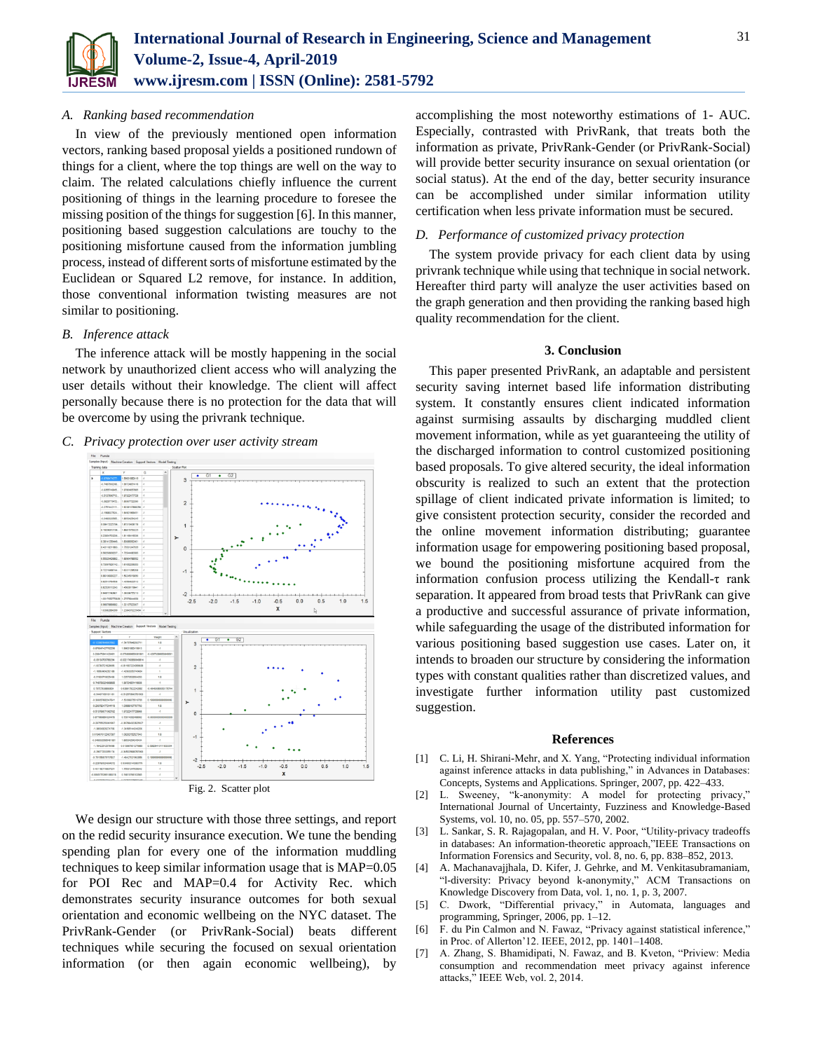### A. Ranking based recommendation

In view of the previously mentioned open information vectors, ranking based proposal yields a positioned rundown of things for a client, where the top things are well on the way to claim. The related calculations chiefly influence the current positioning of things in the learning procedure to foresee the missing position of the things for suggestion [6]. In this manner, positioning based suggestion calculations are touchy to the positioning misfortune caused from the information jumbling process, instead of different sorts of misfortune estimated by the Euclidean or Squared L2 remove, for instance. In addition, those conventional information twisting measures are not similar to positioning.

### B. Inference attack

The inference attack will be mostly happening in the social network by unauthorized client access who will analyzing the user details without their knowledge. The client will affect personally because there is no protection for the data that will be overcome by using the privrank technique.

### C. Privacy protection over user activity stream

Fig. 2. Scatter plot

We design our structure with those three settings, and report on the redid security insurance execution. We tune the bending spending plan for every one of the information muddling techniques to keep similar information usage that is MAP=0.05 for POI Rec and MAP=0.4 for Activity Rec. which demonstrates security insurance outcomes for both sexual orientation and economic wellbeing on the NYC dataset. The PrivRank-Gender (or PrivRank-Social) beats different techniques while securing the focused on sexual orientation information (or then again economic wellbeing), by accomplishing the most noteworthy estimations of 1- AUC. Especially, contrasted with PrivRank, that treats both the information as private, PrivRank-Gender (or PrivRank-Social) will provide better security insurance on sexual orientation (or social status). At the end of the day, better security insurance can be accomplished under similar information utility certification when less private information must be secured.

### D. Performance of customized privacy protection

The system provide privacy for each client data by using privrank technique while using that technique in social network. Hereafter third party will analyze the user activities based on the graph generation and then providing the ranking based high quality recommendation for the client.

## 3. Conclusion

This paper presented PrivRank, an adaptable and persistent security saving internet based life information distributing system. It constantly ensures client indicated information against surmising assaults by discharging muddled client movement information, while as yet guaranteeing the utility of the discharged information to control customized positioning based proposals. To give altered security, the ideal information obscurity is realized to such an extent that the protection spillage of client indicated private information is limited; to give consistent protection security, consider the recorded and the online movement information distributing; guarantee information usage for empowering positioning based proposal, we bound the positioning misfortune acquired from the information confusion process utilizing the Kendall-τ rank separation. It appeared from broad tests that PrivRank can give a productive and successful assurance of private information, while safeguarding the usage of the distributed information for various positioning based suggestion use cases. Later on, it intends to broaden our structure by considering the information types with constant qualities rather than discretized values, and investigate further information utility past customized suggestion.

## References

[1] C. Li, H. Shirani-Mehr, and X. Yang, "Protecting individual information against inference attacks in data publishing," in Advances in Databases: Concepts, Systems and Applications. Springer, 2007, pp. 422–433.

[2] L. Sweeney, "k-anonymity: A model for protecting privacy," International Journal of Uncertainty, Fuzziness and Knowledge-Based Systems, vol. 10, no. 05, pp. 557–570, 2002.

[3] L. Sankar, S. R. Rajagopalan, and H. V. Poor, "Utility-privacy tradeoffs in databases: An information-theoretic approach,"IEEE Transactions on Information Forensics and Security, vol. 8, no. 6, pp. 838–852, 2013.

[4] A. Machanavajjhala, D. Kifer, J. Gehrke, and M. Venkitasubramaniam, "l-diversity: Privacy beyond k-anonymity," ACM Transactions on Knowledge Discovery from Data, vol. 1, no. 1, p. 3, 2007.

[5] C. Dwork, "Differential privacy," in Automata, languages and programming, Springer, 2006, pp. 1–12.

[6] F. du Pin Calmon and N. Fawaz, "Privacy against statistical inference," in Proc. of Allerton'12. IEEE, 2012, pp. 1401–1408.

[7] A. Zhang, S. Bhamidipati, N. Fawaz, and B. Kveton, "Priview: Media consumption and recommendation meet privacy against inference attacks," IEEE Web, vol. 2, 2014.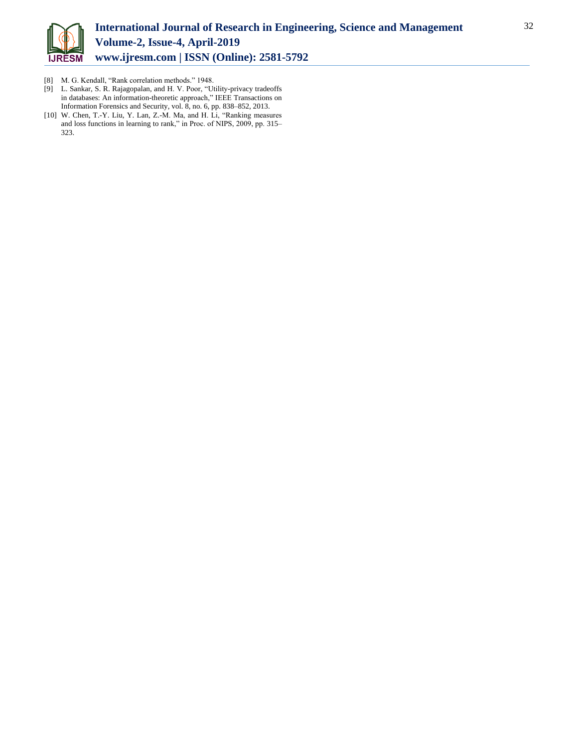[8] M. G. Kendall, "Rank correlation methods." 1948.

[9] L. Sankar, S. R. Rajagopalan, and H. V. Poor, "Utility-privacy tradeoffs in databases: An information-theoretic approach," IEEE Transactions on Information Forensics and Security, vol. 8, no. 6, pp. 838–852, 2013.

[10] W. Chen, T.-Y. Liu, Y. Lan, Z.-M. Ma, and H. Li, "Ranking measures and loss functions in learning to rank," in Proc. of NIPS, 2009, pp. 315–323.